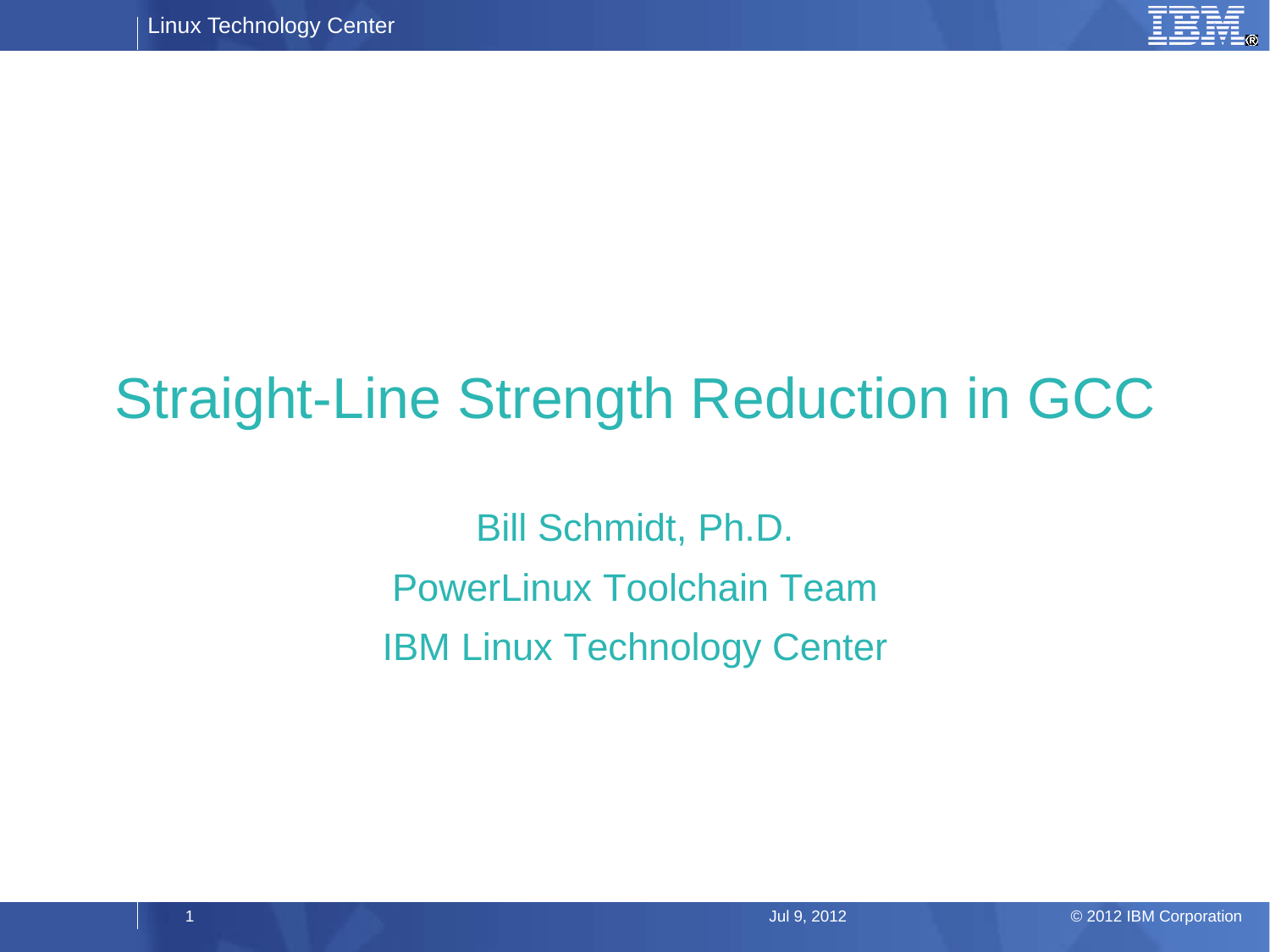# Straight-Line Strength Reduction in GCC

Bill Schmidt, Ph.D.

PowerLinux Toolchain Team

IBM Linux Technology Center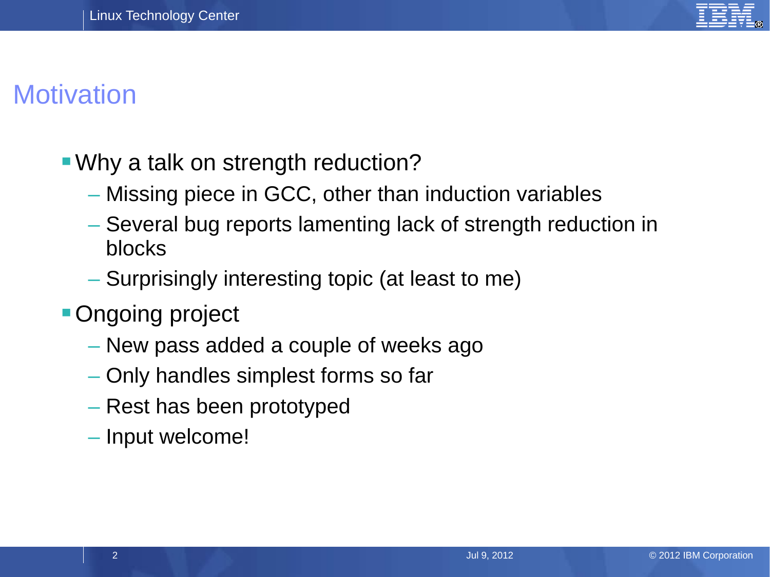# Motivation

- Why a talk on strength reduction?
  - Missing piece in GCC, other than induction variables
  - Several bug reports lamenting lack of strength reduction in blocks
  - Surprisingly interesting topic (at least to me)
- Ongoing project
  - New pass added a couple of weeks ago
  - Only handles simplest forms so far
  - Rest has been prototyped
  - Input welcome!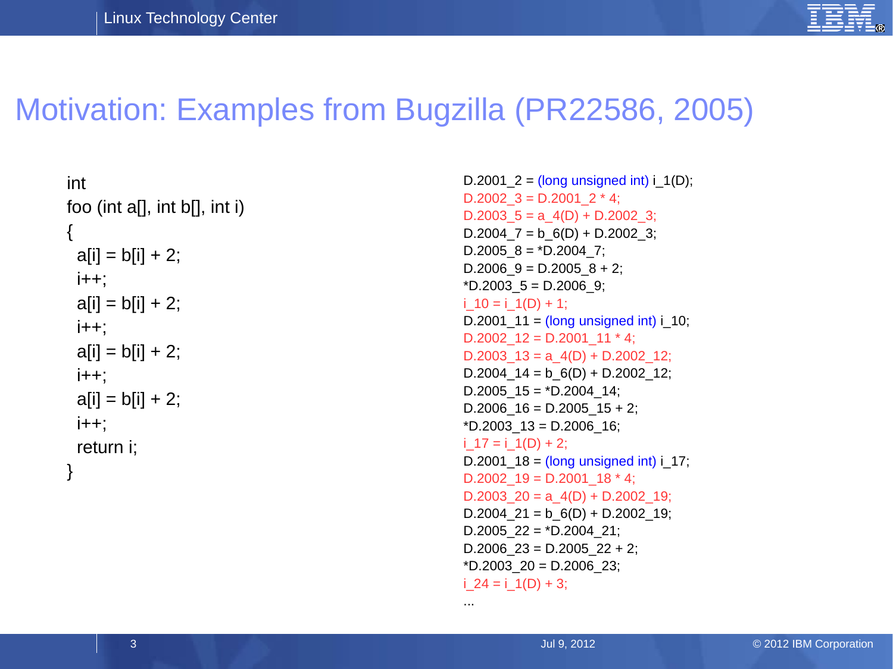# Motivation: Examples from Bugzilla (PR22586, 2005)

```c
int
foo (int a[], int b[], int i)
{
  a[i] = b[i] + 2;
  i++;
  a[i] = b[i] + 2;
  i++;
  a[i] = b[i] + 2;
  i++;
  a[i] = b[i] + 2;
  i++;
  return i;
}
```

```
D.2001_2 = (long unsigned int) i_1(D);
D.2002_3 = D.2001_2 * 4;
D.2003_5 = a_4(D) + D.2002_3;
D.2004_7 = b_6(D) + D.2002_3;
D.2005_8 = *D.2004_7;
D.2006_9 = D.2005_8 + 2;
*D.2003_5 = D.2006_9;
i_10 = i_1(D) + 1;
D.2001_11 = (long unsigned int) i_10;
D.2002_12 = D.2001_11 * 4;
D.2003_13 = a_4(D) + D.2002_12;
D.2004_14 = b_6(D) + D.2002_12;
D.2005_15 = *D.2004_14;
D.2006_16 = D.2005_15 + 2;
*D.2003_13 = D.2006_16;
i_17 = i_1(D) + 2;
D.2001_18 = (long unsigned int) i_17;
D.2002_19 = D.2001_18 * 4;
D.2003_20 = a_4(D) + D.2002_19;
D.2004_21 = b_6(D) + D.2002_19;
D.2005_22 = *D.2004_21;
D.2006_23 = D.2005_22 + 2;
*D.2003_20 = D.2006_23;
i_24 = i_1(D) + 3;
...
```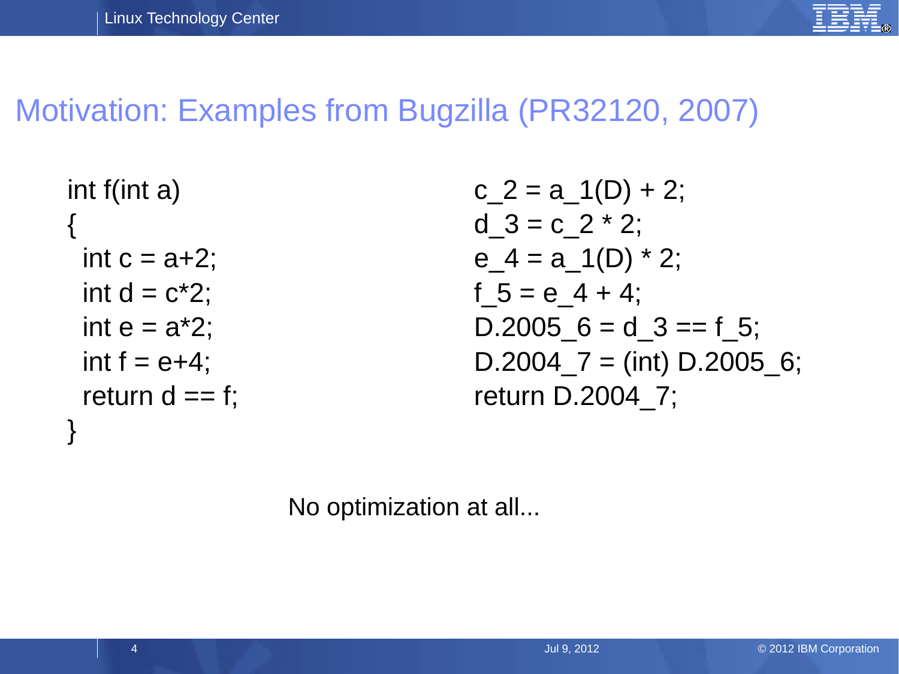# Motivation: Examples from Bugzilla (PR32120, 2007)

```
int f(int a)
{
  int c = a+2;
  int d = c*2;
  int e = a*2;
  int f = e+4;
  return d == f;
}
```

```
c_2 = a_1(D) + 2;
d_3 = c_2 * 2;
e_4 = a_1(D) * 2;
f_5 = e_4 + 4;
D.2005_6 = d_3 == f_5;
D.2004_7 = (int) D.2005_6;
return D.2004_7;
```

No optimization at all...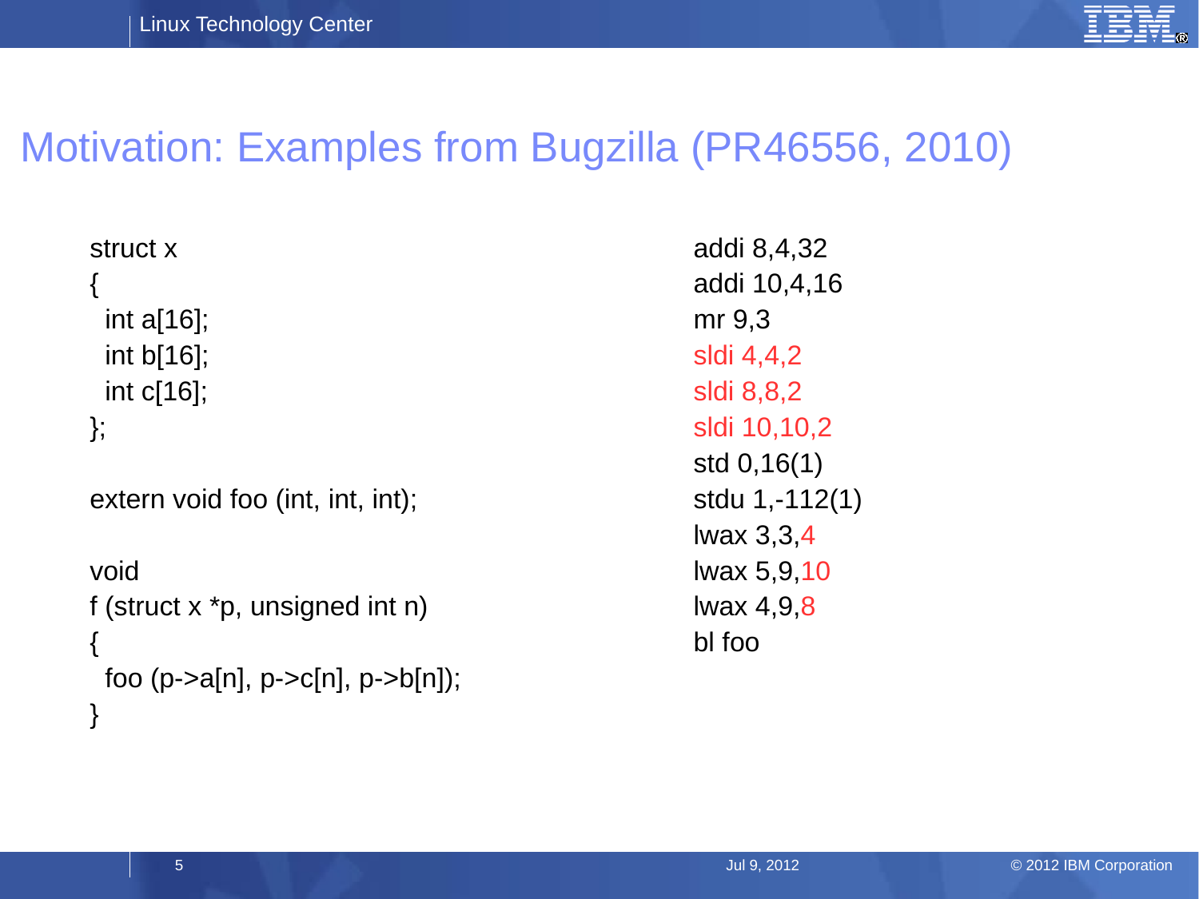# Motivation: Examples from Bugzilla (PR46556, 2010)

```c
struct x
{
  int a[16];
  int b[16];
  int c[16];
};

extern void foo (int, int, int);

void
f (struct x *p, unsigned int n)
{
  foo (p->a[n], p->c[n], p->b[n]);
}
```

```
addi 8,4,32
addi 10,4,16
mr 9,3
sldi 4,4,2
sldi 8,8,2
sldi 10,10,2
std 0,16(1)
stdu 1,-112(1)
lwax 3,3,4
lwax 5,9,10
lwax 4,9,8
bl foo
```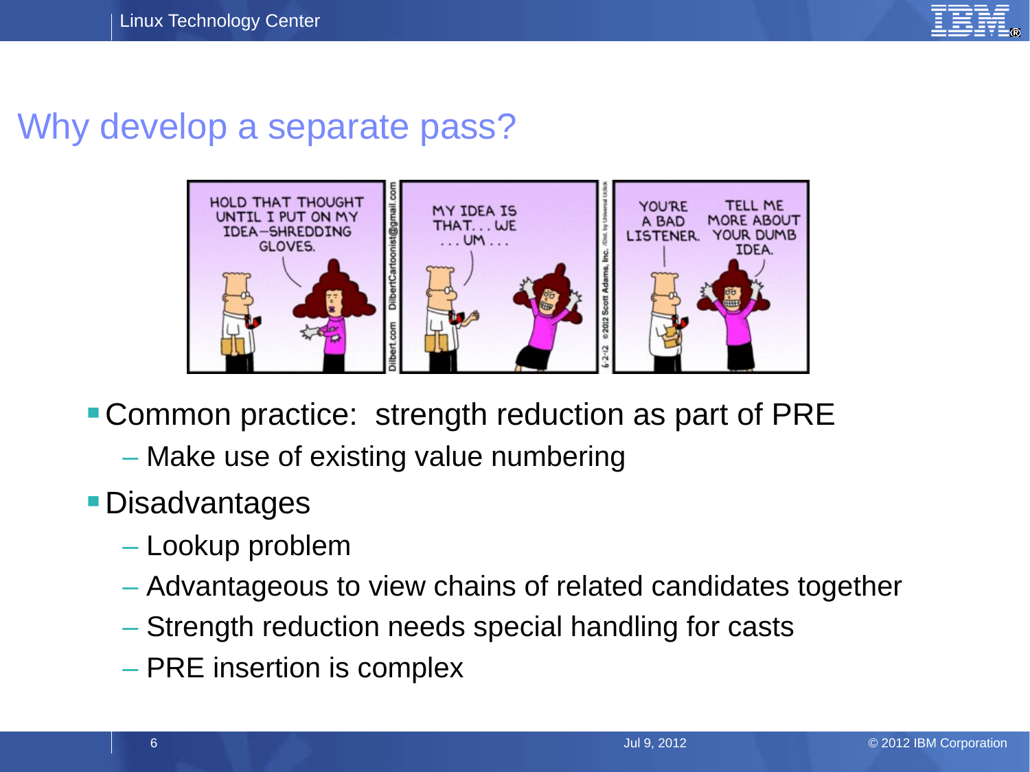# Why develop a separate pass?

- Common practice: strength reduction as part of PRE
  - Make use of existing value numbering
- Disadvantages
  - Lookup problem
  - Advantageous to view chains of related candidates together
  - Strength reduction needs special handling for casts
  - PRE insertion is complex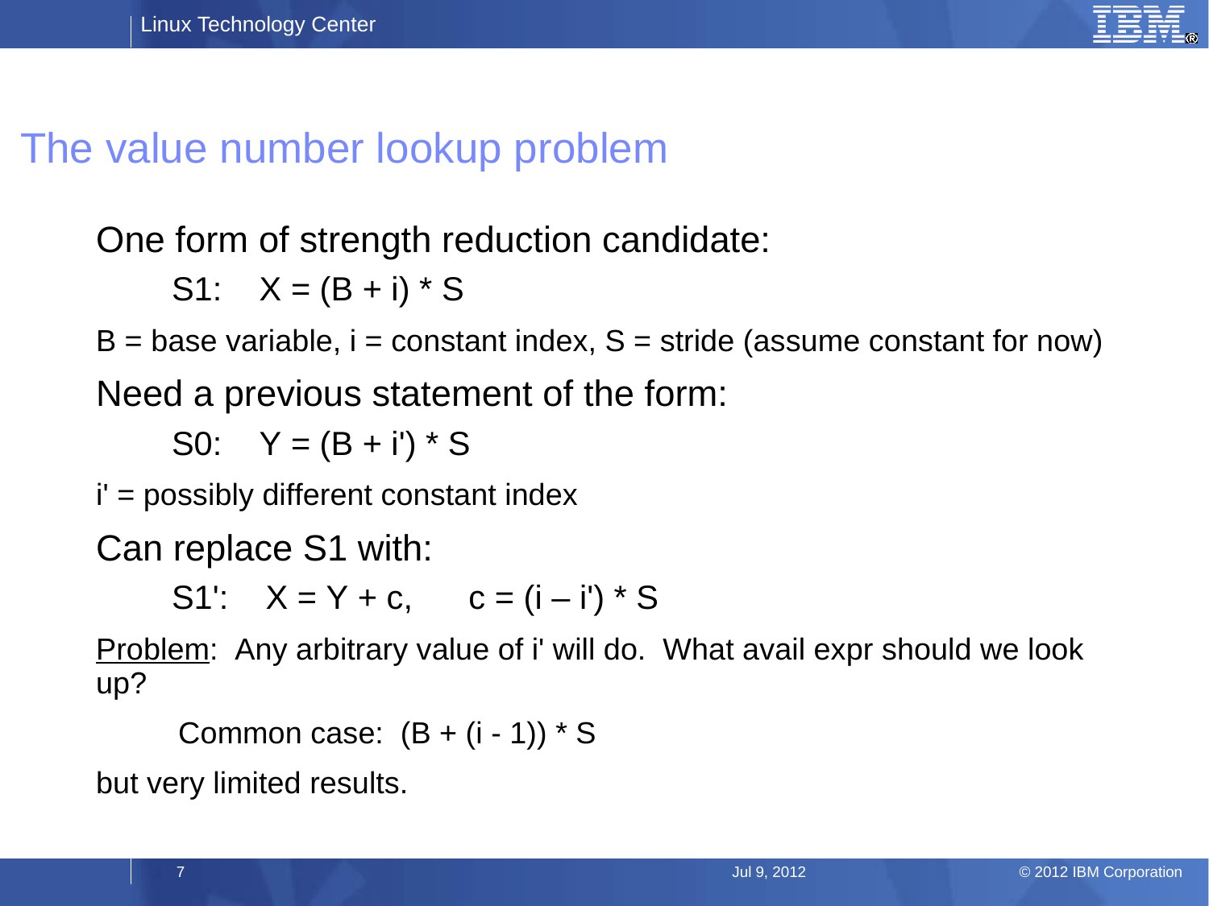# The value number lookup problem

One form of strength reduction candidate:

S1: $X = (B + i) * S$

B = base variable, i = constant index, S = stride (assume constant for now)

Need a previous statement of the form:

S0: $Y = (B + i') * S$

i' = possibly different constant index

Can replace S1 with:

S1': $X = Y + c$, $c = (i - i') * S$

<u>Problem</u>: Any arbitrary value of i' will do. What avail expr should we look up?

Common case: $(B + (i - 1)) * S$

but very limited results.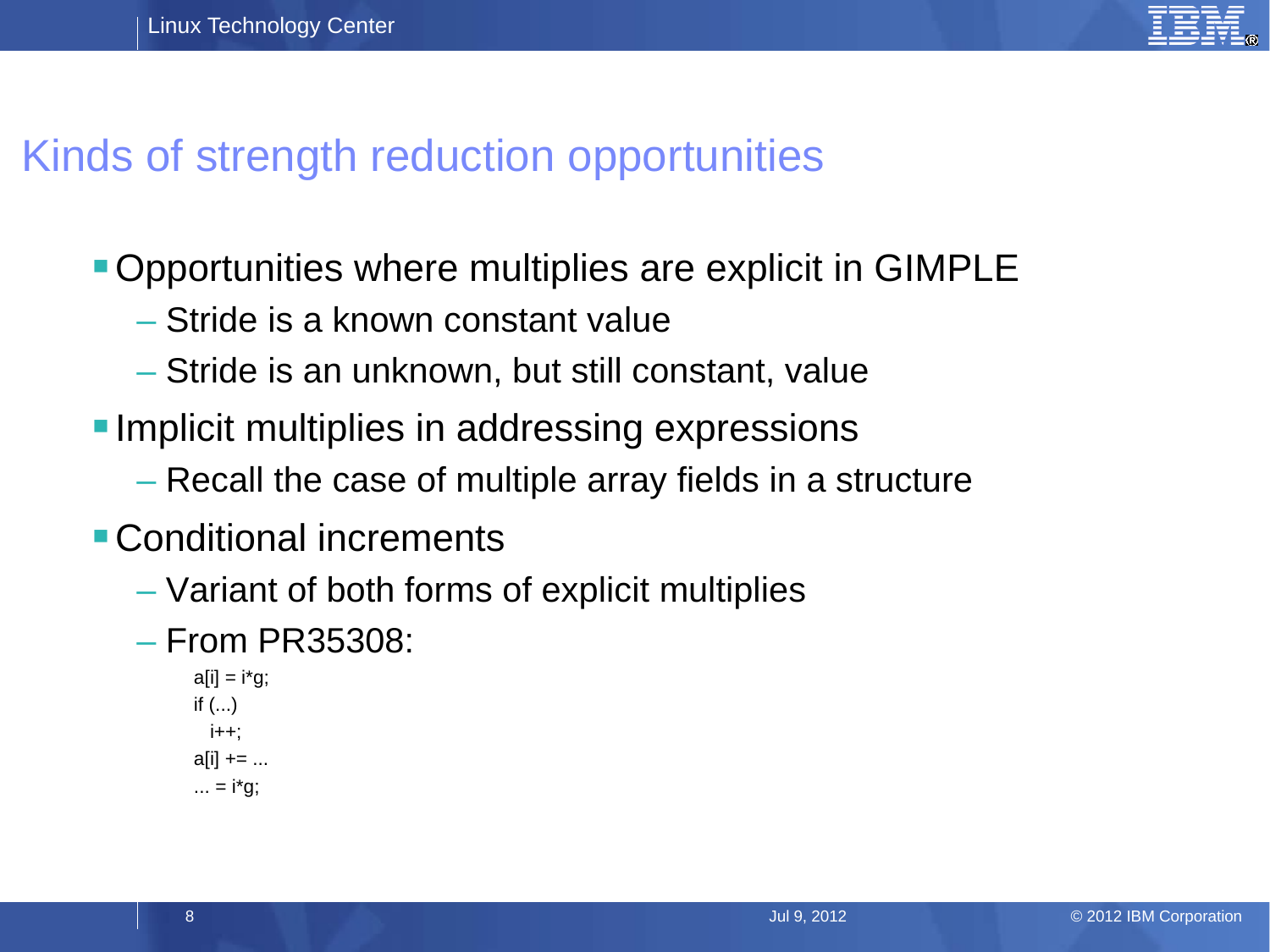# Kinds of strength reduction opportunities

- Opportunities where multiplies are explicit in GIMPLE
  - Stride is a known constant value
  - Stride is an unknown, but still constant, value
- Implicit multiplies in addressing expressions
  - Recall the case of multiple array fields in a structure
- Conditional increments
  - Variant of both forms of explicit multiplies
  - From PR35308:

```
a[i] = i*g;
if (...)
  i++;
a[i] += ...
... = i*g;
```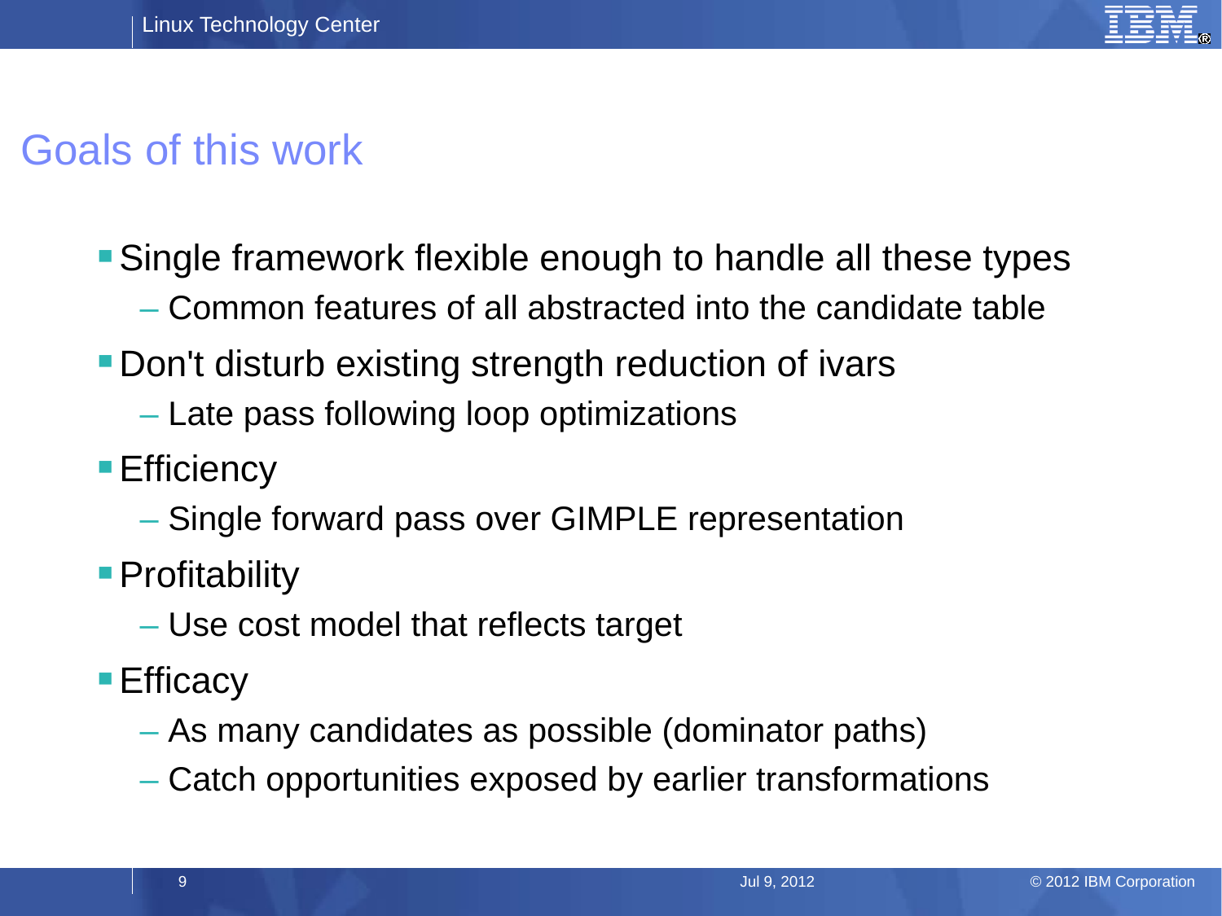# Goals of this work

- Single framework flexible enough to handle all these types
  - Common features of all abstracted into the candidate table
- Don't disturb existing strength reduction of ivars
  - Late pass following loop optimizations
- Efficiency
  - Single forward pass over GIMPLE representation
- Profitability
  - Use cost model that reflects target
- Efficacy
  - As many candidates as possible (dominator paths)
  - Catch opportunities exposed by earlier transformations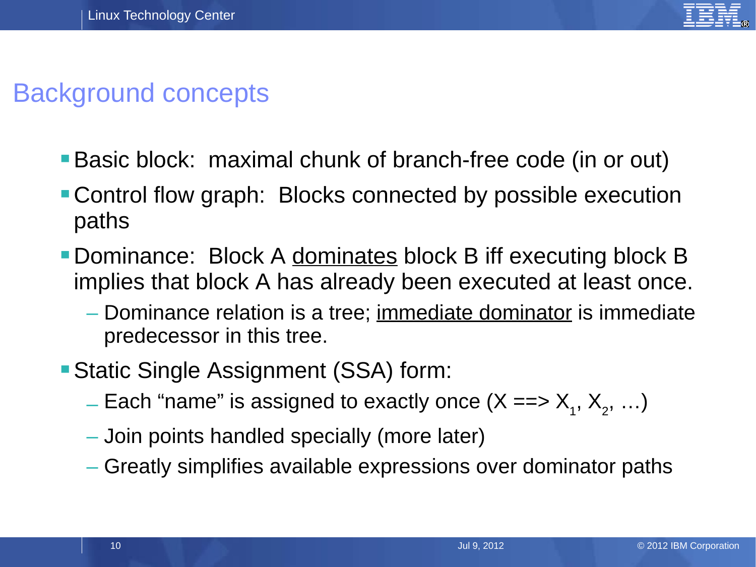# Background concepts

- Basic block: maximal chunk of branch-free code (in or out)
- Control flow graph: Blocks connected by possible execution paths
- Dominance: Block A dominates block B iff executing block B implies that block A has already been executed at least once.
  - Dominance relation is a tree; immediate dominator is immediate predecessor in this tree.
- Static Single Assignment (SSA) form:
  - Each "name" is assigned to exactly once (X ==> $X_1$, $X_2$, …)
  - Join points handled specially (more later)
  - Greatly simplifies available expressions over dominator paths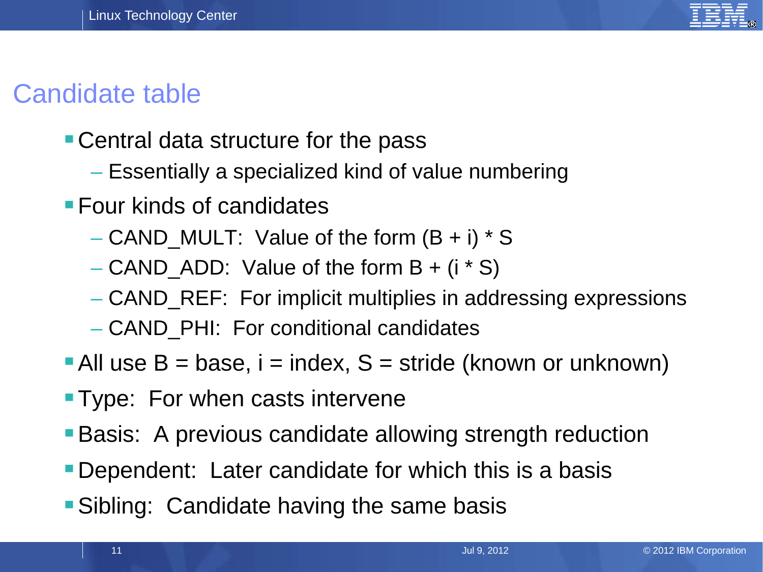# Candidate table

- Central data structure for the pass
  - Essentially a specialized kind of value numbering
- Four kinds of candidates
  - CAND_MULT: Value of the form $(B + i) * S$
  - CAND_ADD: Value of the form $B + (i * S)$
  - CAND_REF: For implicit multiplies in addressing expressions
  - CAND_PHI: For conditional candidates
- All use B = base, i = index, S = stride (known or unknown)
- Type: For when casts intervene
- Basis: A previous candidate allowing strength reduction
- Dependent: Later candidate for which this is a basis
- Sibling: Candidate having the same basis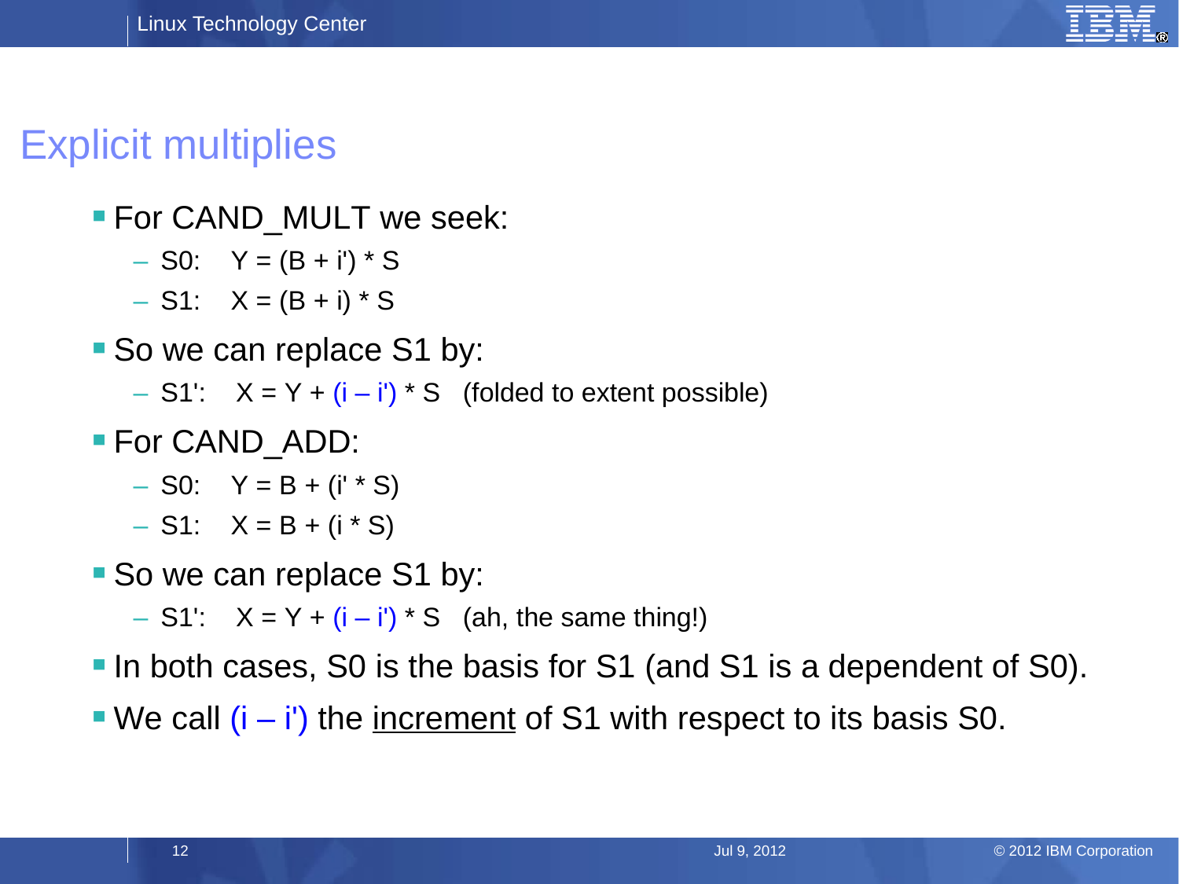# Explicit multiplies

- For CAND_MULT we seek:
  - S0: $Y = (B + i') * S$
  - S1: $X = (B + i) * S$
- So we can replace S1 by:
  - S1': $X = Y + (i – i') * S$ (folded to extent possible)
- For CAND_ADD:
  - S0: $Y = B + (i' * S)$
  - S1: $X = B + (i * S)$
- So we can replace S1 by:
  - S1': $X = Y + (i – i') * S$ (ah, the same thing!)
- In both cases, S0 is the basis for S1 (and S1 is a dependent of S0).
- We call $(i – i')$ the <u>increment</u> of S1 with respect to its basis S0.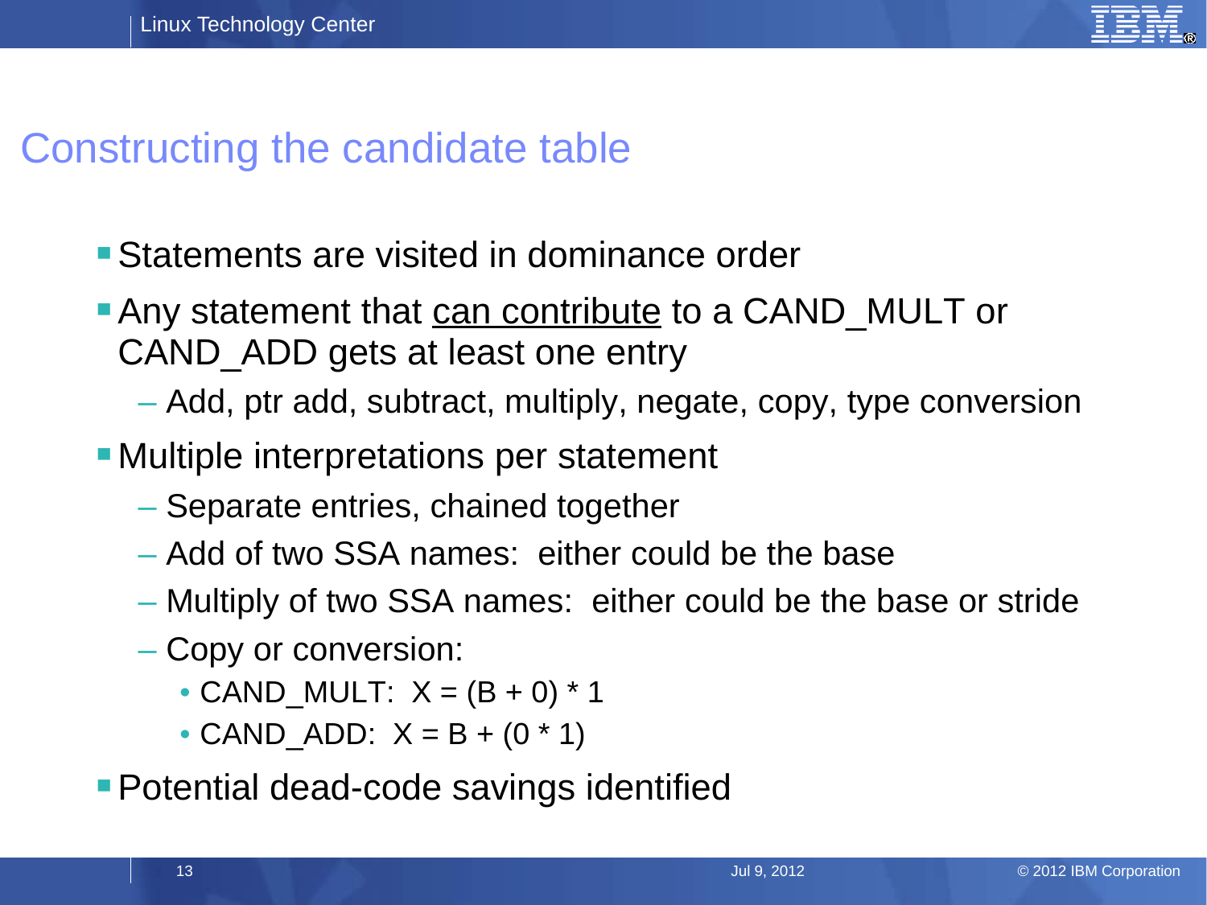# Constructing the candidate table

- Statements are visited in dominance order
- Any statement that <u>can contribute</u> to a CAND_MULT or CAND_ADD gets at least one entry
  - Add, ptr add, subtract, multiply, negate, copy, type conversion
- Multiple interpretations per statement
  - Separate entries, chained together
  - Add of two SSA names:  either could be the base
  - Multiply of two SSA names:  either could be the base or stride
  - Copy or conversion:
    - CAND_MULT:  X = (B + 0) * 1
    - CAND_ADD:  X = B + (0 * 1)
- Potential dead-code savings identified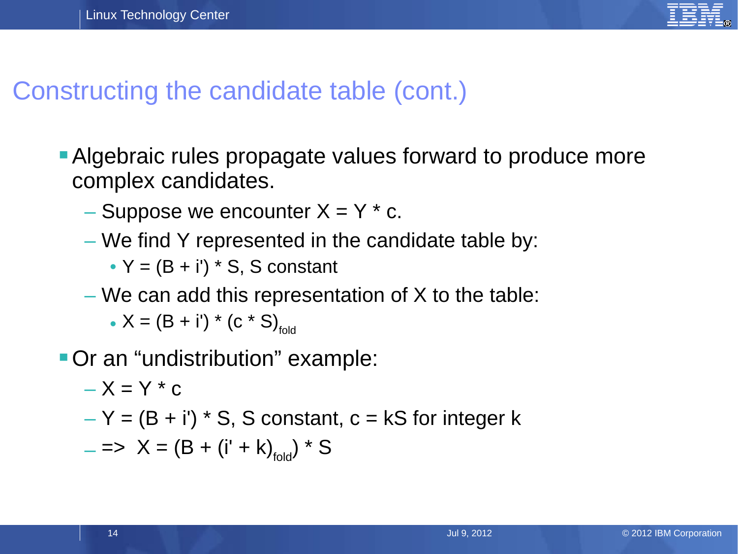# Constructing the candidate table (cont.)

- Algebraic rules propagate values forward to produce more complex candidates.
  - Suppose we encounter $X = Y * c$.
  - We find Y represented in the candidate table by:
    - $Y = (B + i') * S$, S constant
  - We can add this representation of X to the table:
    - $X = (B + i') * (c * S)_{fold}$
- Or an "undistribution" example:
  - $X = Y * c$
  - $Y = (B + i') * S$, S constant, $c = kS$ for integer k
  - => $X = (B + (i' + k)_{fold}) * S$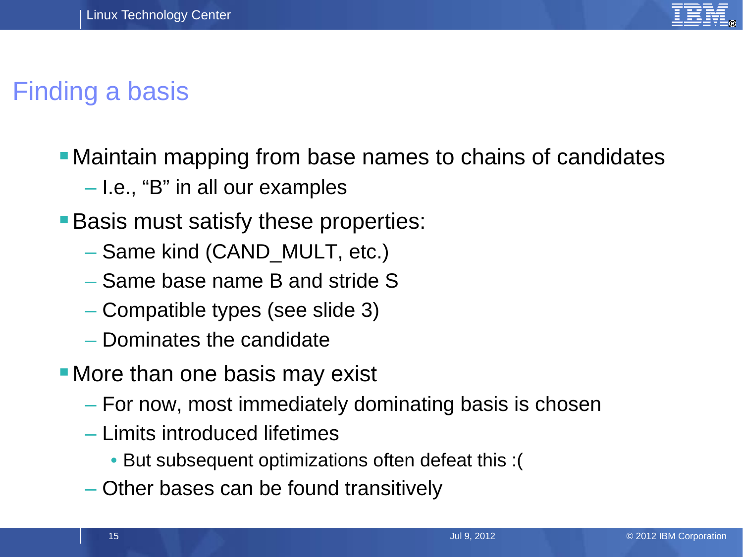# Finding a basis

- Maintain mapping from base names to chains of candidates
  - I.e., “B” in all our examples
- Basis must satisfy these properties:
  - Same kind (CAND_MULT, etc.)
  - Same base name B and stride S
  - Compatible types (see slide 3)
  - Dominates the candidate
- More than one basis may exist
  - For now, most immediately dominating basis is chosen
  - Limits introduced lifetimes
    - But subsequent optimizations often defeat this :(
  - Other bases can be found transitively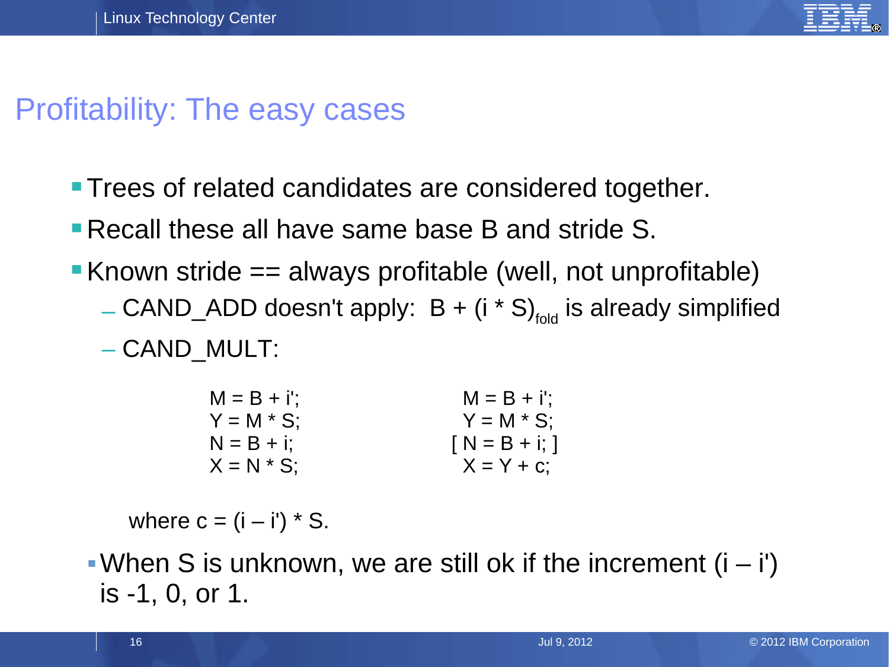# Profitability: The easy cases

- Trees of related candidates are considered together.
- Recall these all have same base B and stride S.
- Known stride == always profitable (well, not unprofitable)
  - CAND_ADD doesn't apply: $B + (i * S)_{fold}$ is already simplified
  - CAND_MULT:

```
M = B + i';                 M = B + i';
Y = M * S;                  Y = M * S;
N = B + i;                [ N = B + i; ]
X = N * S;                  X = Y + c;
```

  where c = (i – i') * S.

  - When S is unknown, we are still ok if the increment (i – i') is -1, 0, or 1.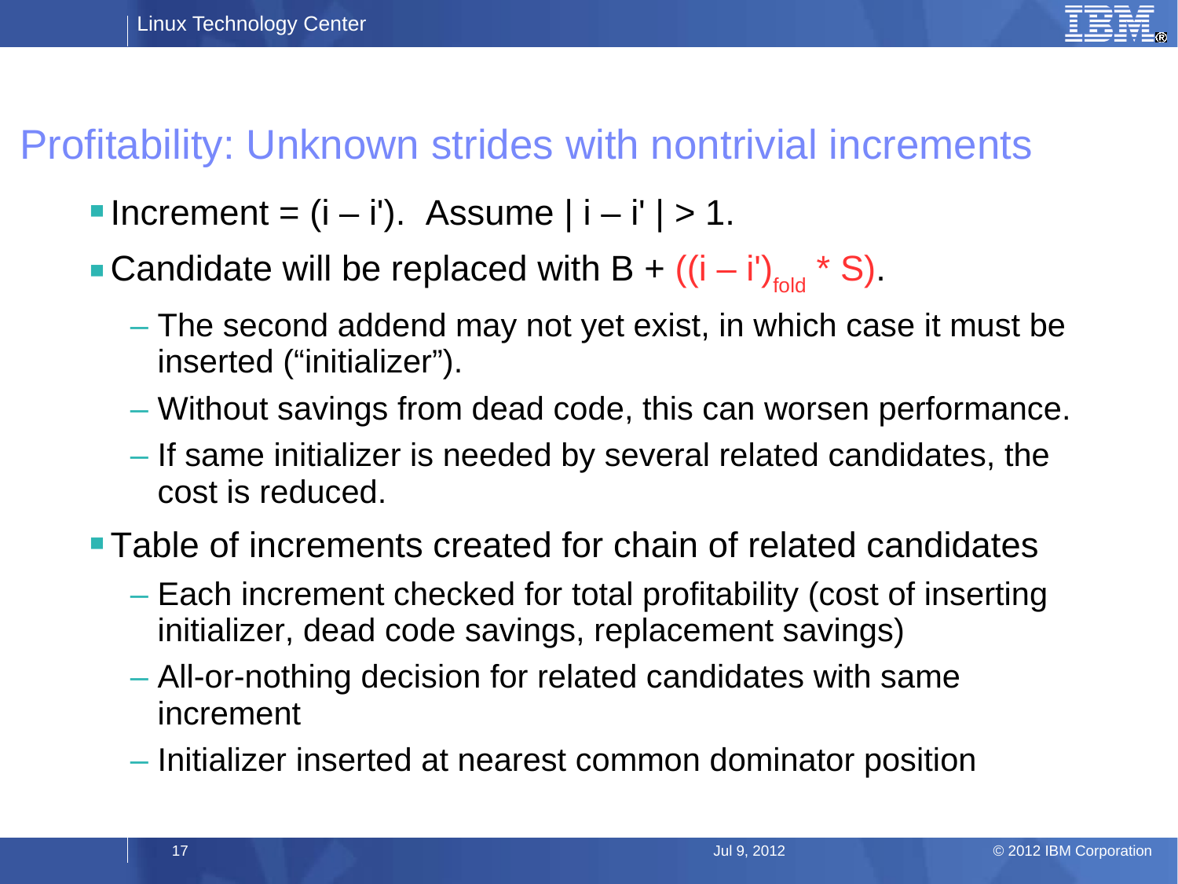# Profitability: Unknown strides with nontrivial increments

- Increment = $(i - i')$. Assume $| i - i' | > 1$.
- Candidate will be replaced with B + $((i - i')_{fold} * S)$.
  - The second addend may not yet exist, in which case it must be inserted ("initializer").
  - Without savings from dead code, this can worsen performance.
  - If same initializer is needed by several related candidates, the cost is reduced.
- Table of increments created for chain of related candidates
  - Each increment checked for total profitability (cost of inserting initializer, dead code savings, replacement savings)
  - All-or-nothing decision for related candidates with same increment
  - Initializer inserted at nearest common dominator position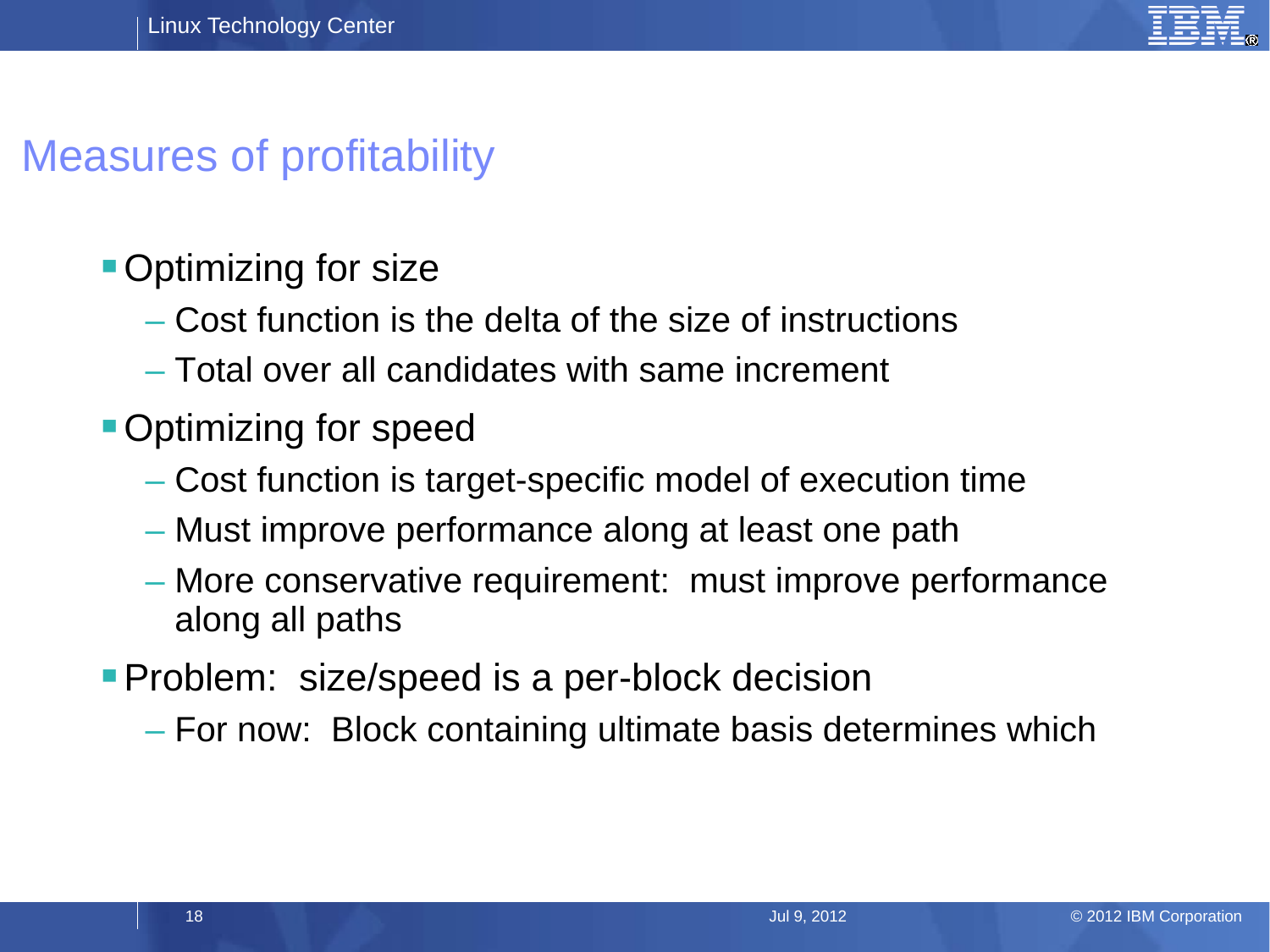# Measures of profitability

- Optimizing for size
  - Cost function is the delta of the size of instructions
  - Total over all candidates with same increment
- Optimizing for speed
  - Cost function is target-specific model of execution time
  - Must improve performance along at least one path
  - More conservative requirement: must improve performance along all paths
- Problem: size/speed is a per-block decision
  - For now: Block containing ultimate basis determines which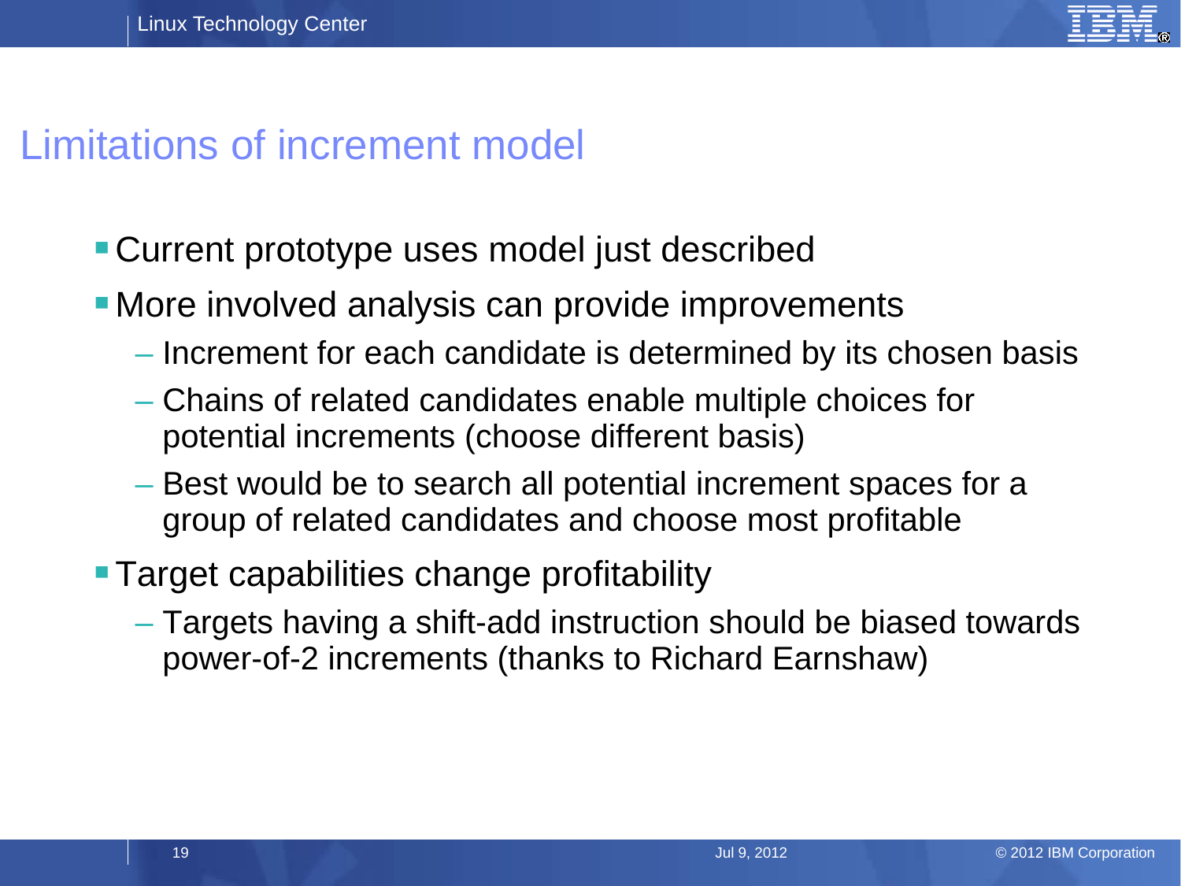# Limitations of increment model

- Current prototype uses model just described
- More involved analysis can provide improvements
  - Increment for each candidate is determined by its chosen basis
  - Chains of related candidates enable multiple choices for potential increments (choose different basis)
  - Best would be to search all potential increment spaces for a group of related candidates and choose most profitable
- Target capabilities change profitability
  - Targets having a shift-add instruction should be biased towards power-of-2 increments (thanks to Richard Earnshaw)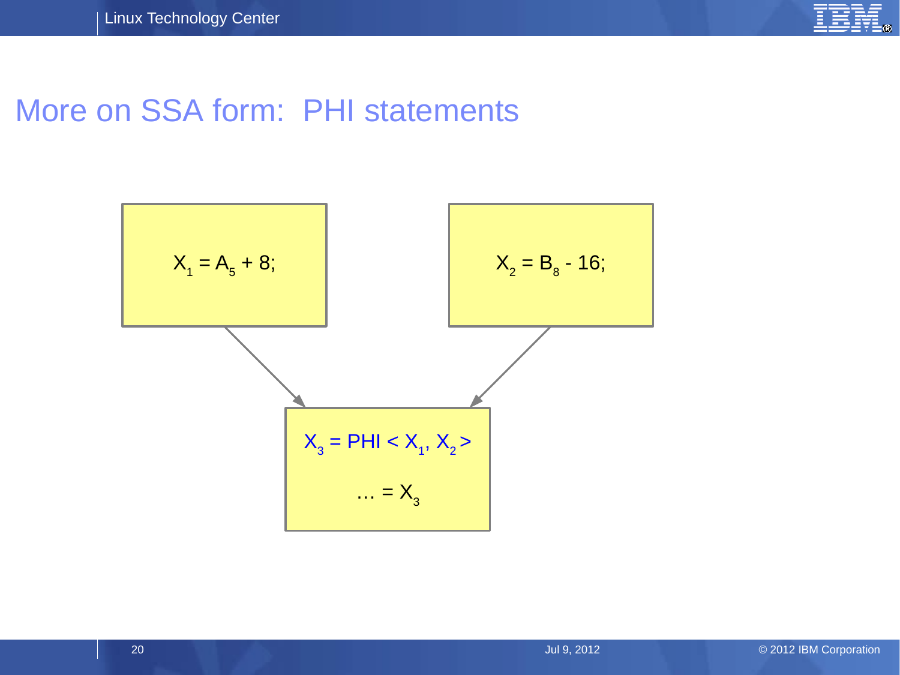# More on SSA form: PHI statements

$X_1 = A_5 + 8;$

$X_2 = B_8 - 16;$

$X_3 = PHI < X_1, X_2 >$

$\ldots = X_3$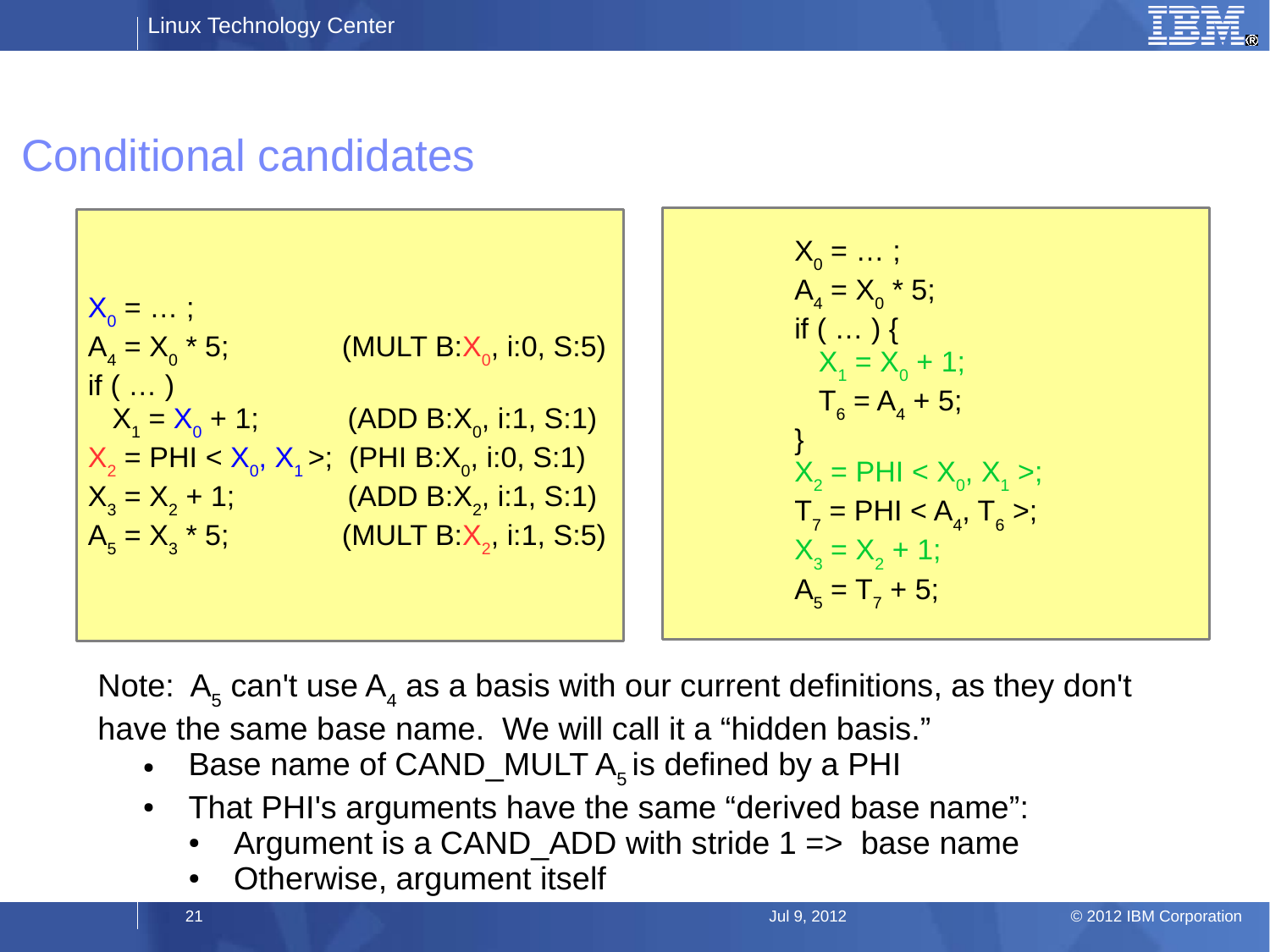# Conditional candidates

```
X0 = … ;
A4 = X0 * 5;            (MULT B:X0, i:0, S:5)
if ( … )
  X1 = X0 + 1;          (ADD B:X0, i:1, S:1)
X2 = PHI < X0, X1 >;    (PHI B:X0, i:0, S:1)
X3 = X2 + 1;            (ADD B:X2, i:1, S:1)
A5 = X3 * 5;            (MULT B:X2, i:1, S:5)
```

```
X0 = … ;
A4 = X0 * 5;
if ( … ) {
  X1 = X0 + 1;
  T6 = A4 + 5;
}
X2 = PHI < X0, X1 >;
T7 = PHI < A4, T6 >;
X3 = X2 + 1;
A5 = T7 + 5;
```

Note: $A_5$ can't use $A_4$ as a basis with our current definitions, as they don't have the same base name. We will call it a "hidden basis."

- Base name of CAND_MULT $A_5$ is defined by a PHI
- That PHI's arguments have the same "derived base name":
  - Argument is a CAND_ADD with stride 1 => base name
  - Otherwise, argument itself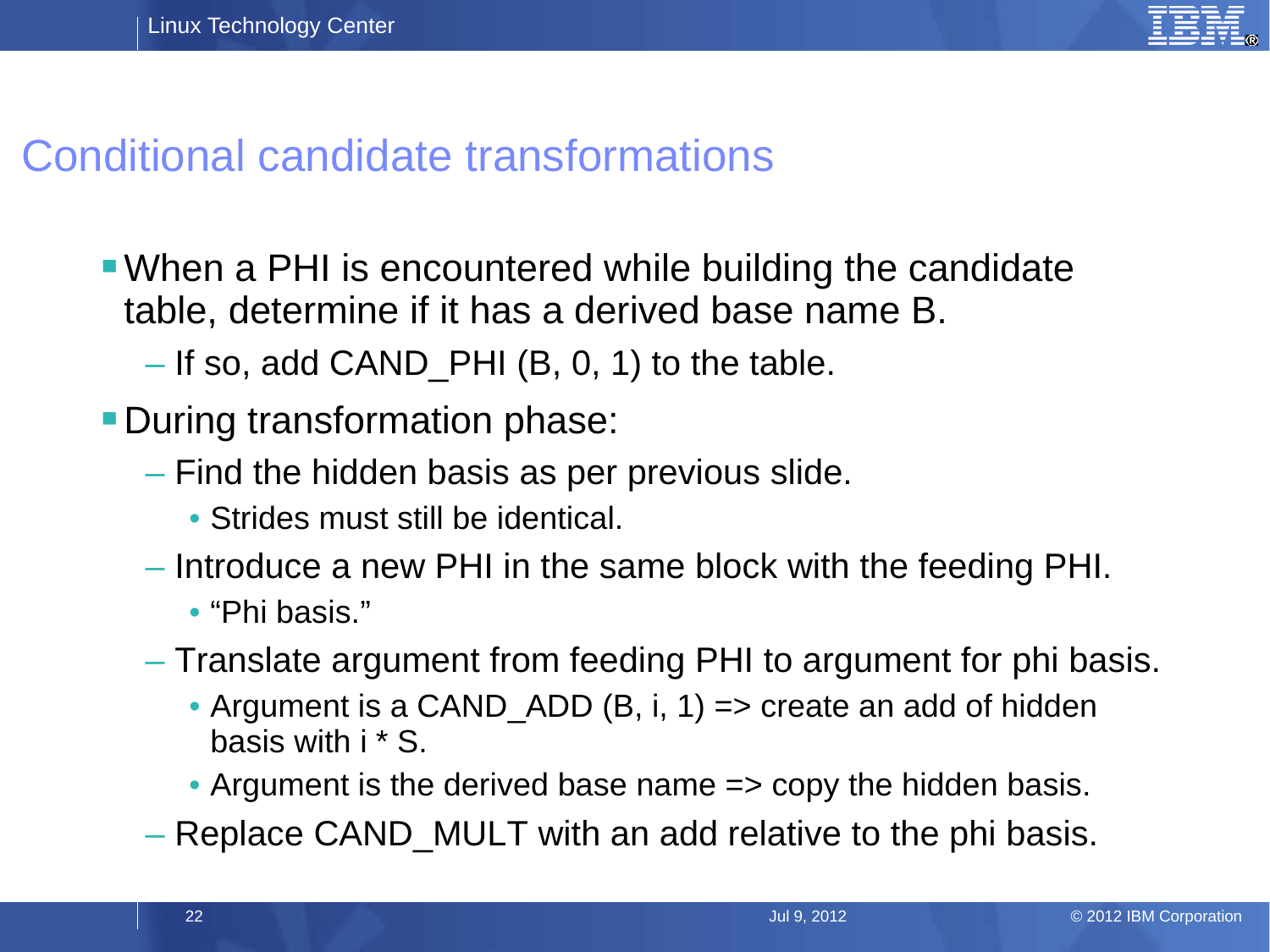# Conditional candidate transformations

- When a PHI is encountered while building the candidate table, determine if it has a derived base name B.
  - If so, add CAND_PHI (B, 0, 1) to the table.
- During transformation phase:
  - Find the hidden basis as per previous slide.
    - Strides must still be identical.
  - Introduce a new PHI in the same block with the feeding PHI.
    - "Phi basis."
  - Translate argument from feeding PHI to argument for phi basis.
    - Argument is a CAND_ADD (B, i, 1) => create an add of hidden basis with i * S.
    - Argument is the derived base name => copy the hidden basis.
  - Replace CAND_MULT with an add relative to the phi basis.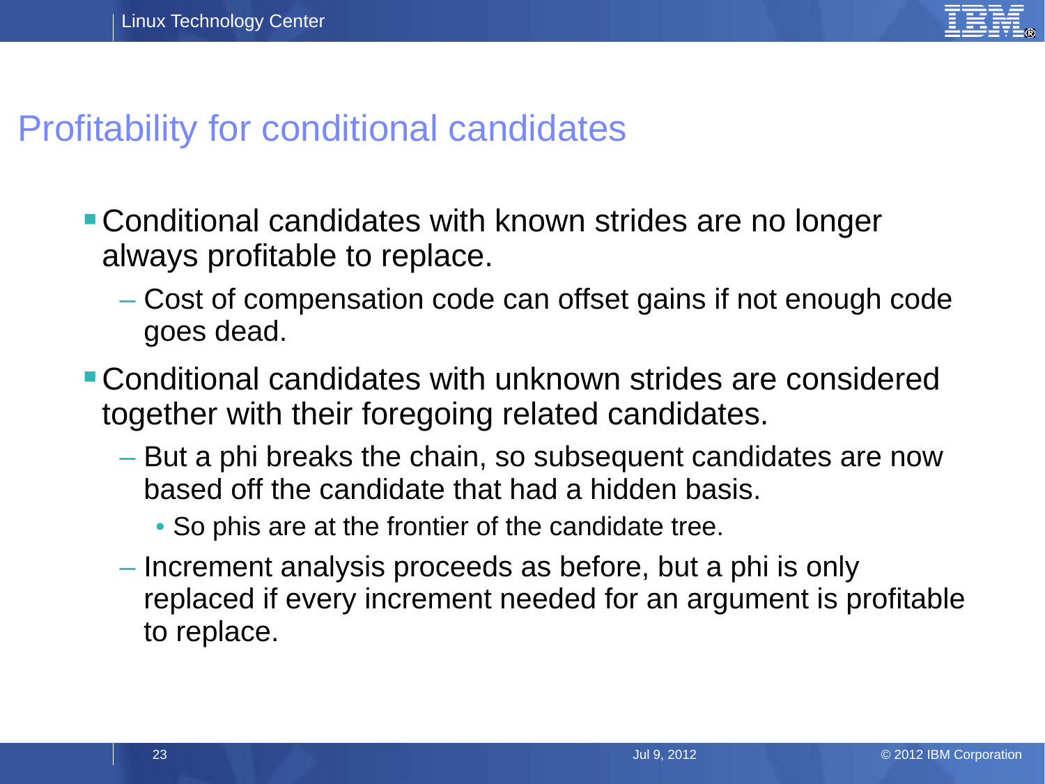# Profitability for conditional candidates

- Conditional candidates with known strides are no longer always profitable to replace.
  - Cost of compensation code can offset gains if not enough code goes dead.
- Conditional candidates with unknown strides are considered together with their foregoing related candidates.
  - But a phi breaks the chain, so subsequent candidates are now based off the candidate that had a hidden basis.
    - So phis are at the frontier of the candidate tree.
  - Increment analysis proceeds as before, but a phi is only replaced if every increment needed for an argument is profitable to replace.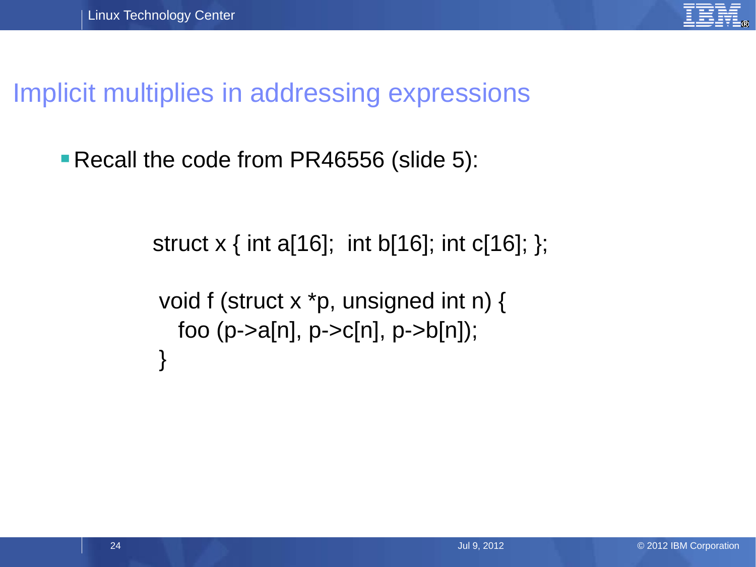# Implicit multiplies in addressing expressions

- Recall the code from PR46556 (slide 5):

```
struct x { int a[16];  int b[16]; int c[16]; };

void f (struct x *p, unsigned int n) {
  foo (p->a[n], p->c[n], p->b[n]);
}
```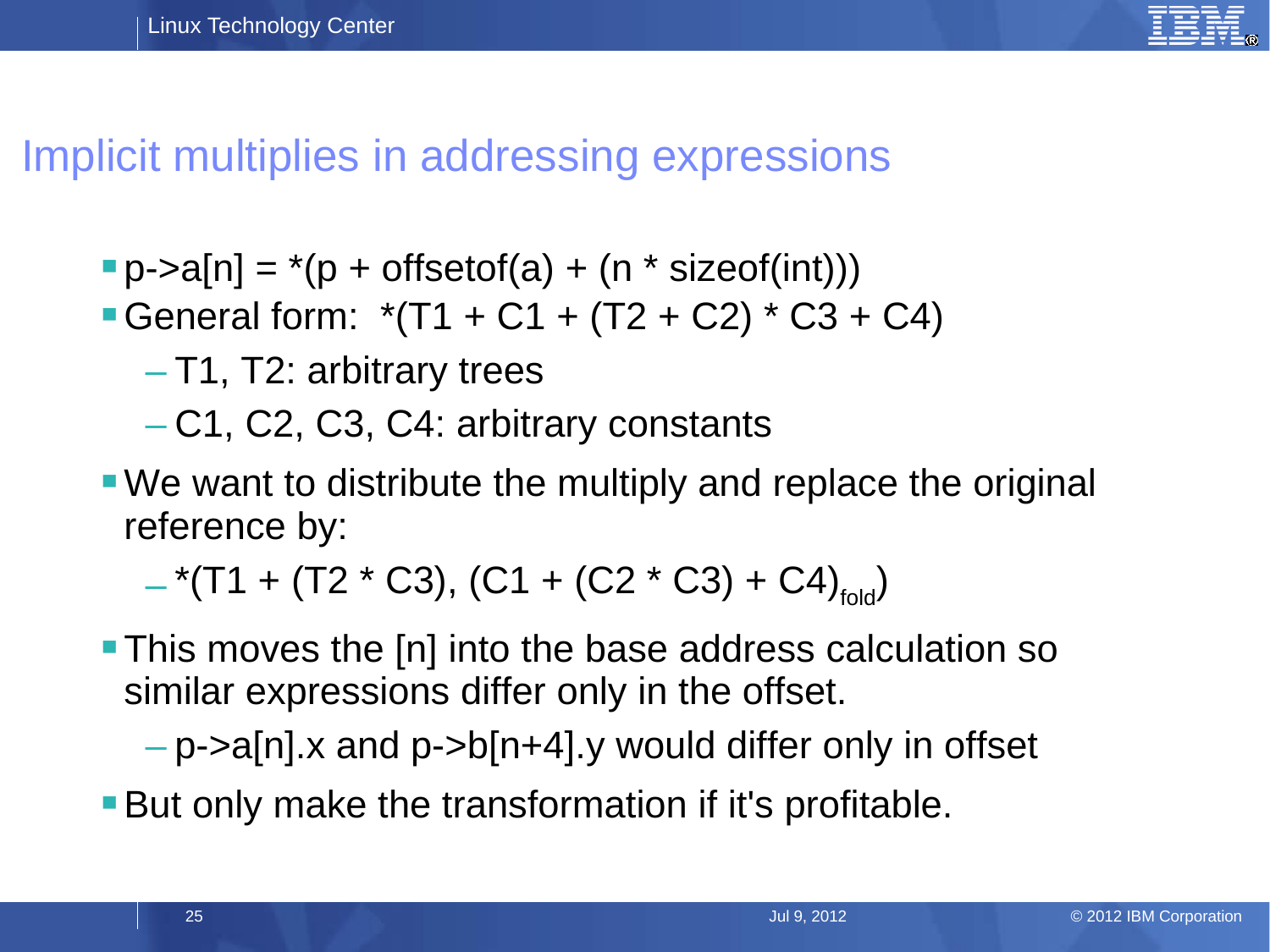# Implicit multiplies in addressing expressions

- p->a[n] = *(p + offsetof(a) + (n * sizeof(int)))
- General form: *(T1 + C1 + (T2 + C2) * C3 + C4)
  - T1, T2: arbitrary trees
  - C1, C2, C3, C4: arbitrary constants
- We want to distribute the multiply and replace the original reference by:
  - *(T1 + (T2 * C3), $(C1 + (C2 * C3) + C4)_{fold}$)
- This moves the [n] into the base address calculation so similar expressions differ only in the offset.
  - p->a[n].x and p->b[n+4].y would differ only in offset
- But only make the transformation if it's profitable.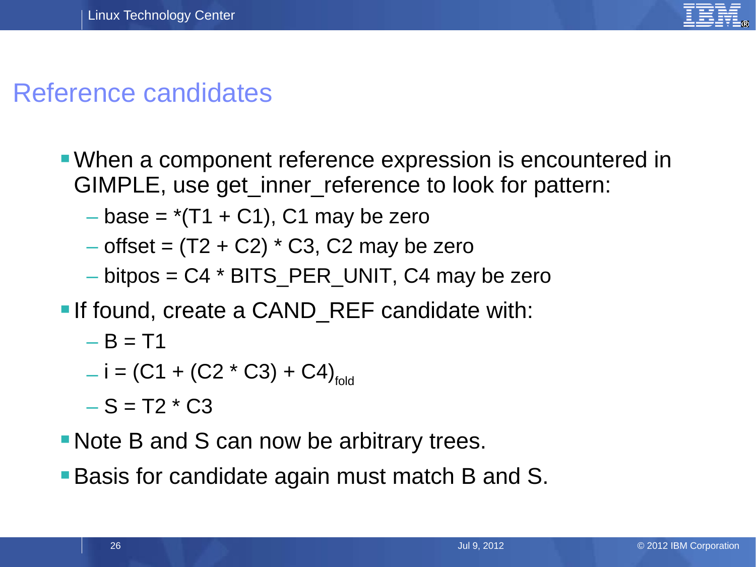# Reference candidates

- When a component reference expression is encountered in GIMPLE, use get_inner_reference to look for pattern:
  - base = *(T1 + C1), C1 may be zero
  - offset = (T2 + C2) * C3, C2 may be zero
  - bitpos = C4 * BITS_PER_UNIT, C4 may be zero
- If found, create a CAND_REF candidate with:
  - B = T1
  - i = $(C1 + (C2 * C3) + C4)_{fold}$
  - S = T2 * C3
- Note B and S can now be arbitrary trees.
- Basis for candidate again must match B and S.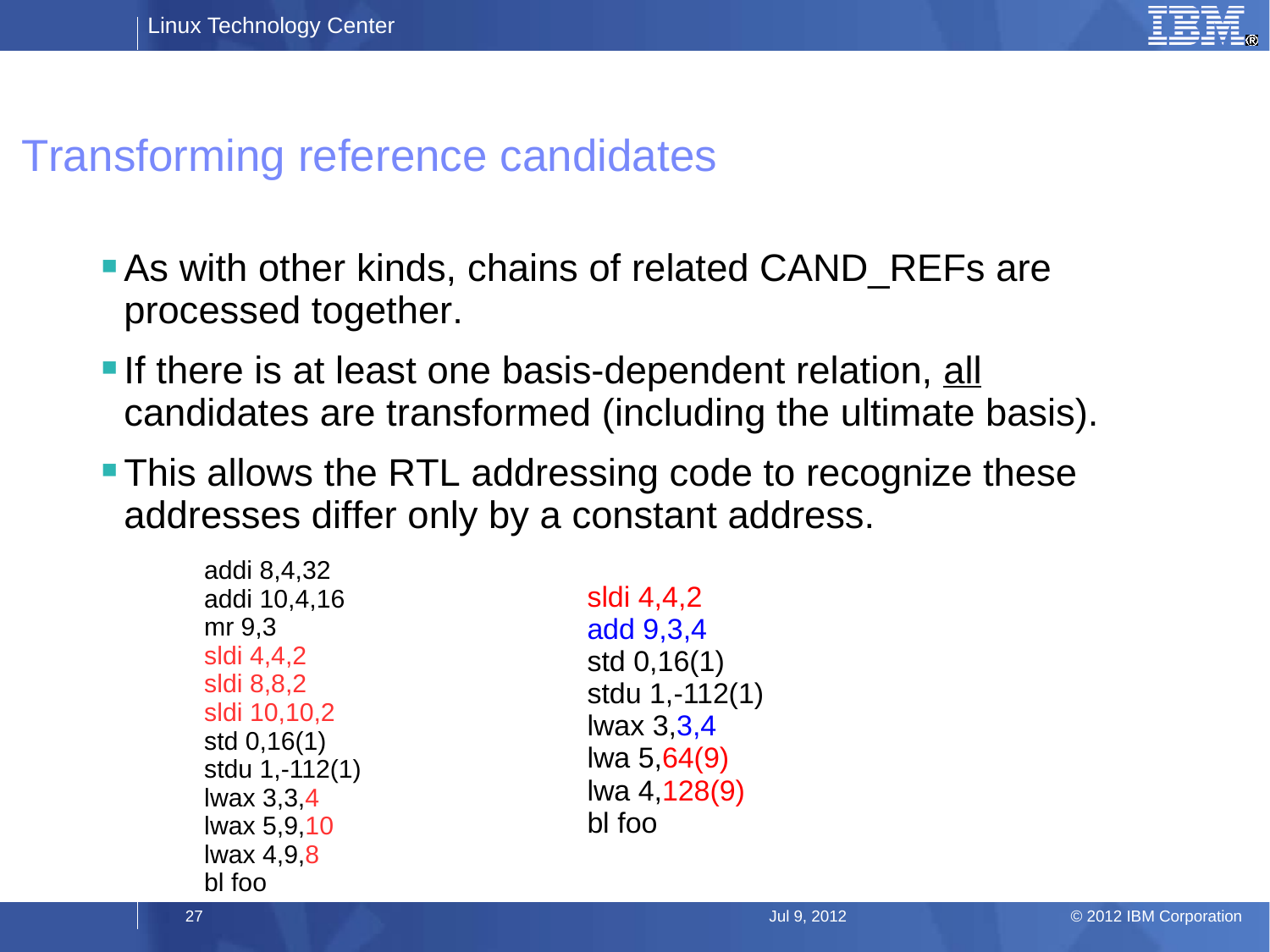# Transforming reference candidates

- As with other kinds, chains of related CAND_REFs are processed together.
- If there is at least one basis-dependent relation, all candidates are transformed (including the ultimate basis).
- This allows the RTL addressing code to recognize these addresses differ only by a constant address.

```
addi 8,4,32
addi 10,4,16
mr 9,3
sldi 4,4,2
sldi 8,8,2
sldi 10,10,2
std 0,16(1)
stdu 1,-112(1)
lwax 3,3,4
lwax 5,9,10
lwax 4,9,8
bl foo
```

```
sldi 4,4,2
add 9,3,4
std 0,16(1)
stdu 1,-112(1)
lwax 3,3,4
lwa 5,64(9)
lwa 4,128(9)
bl foo
```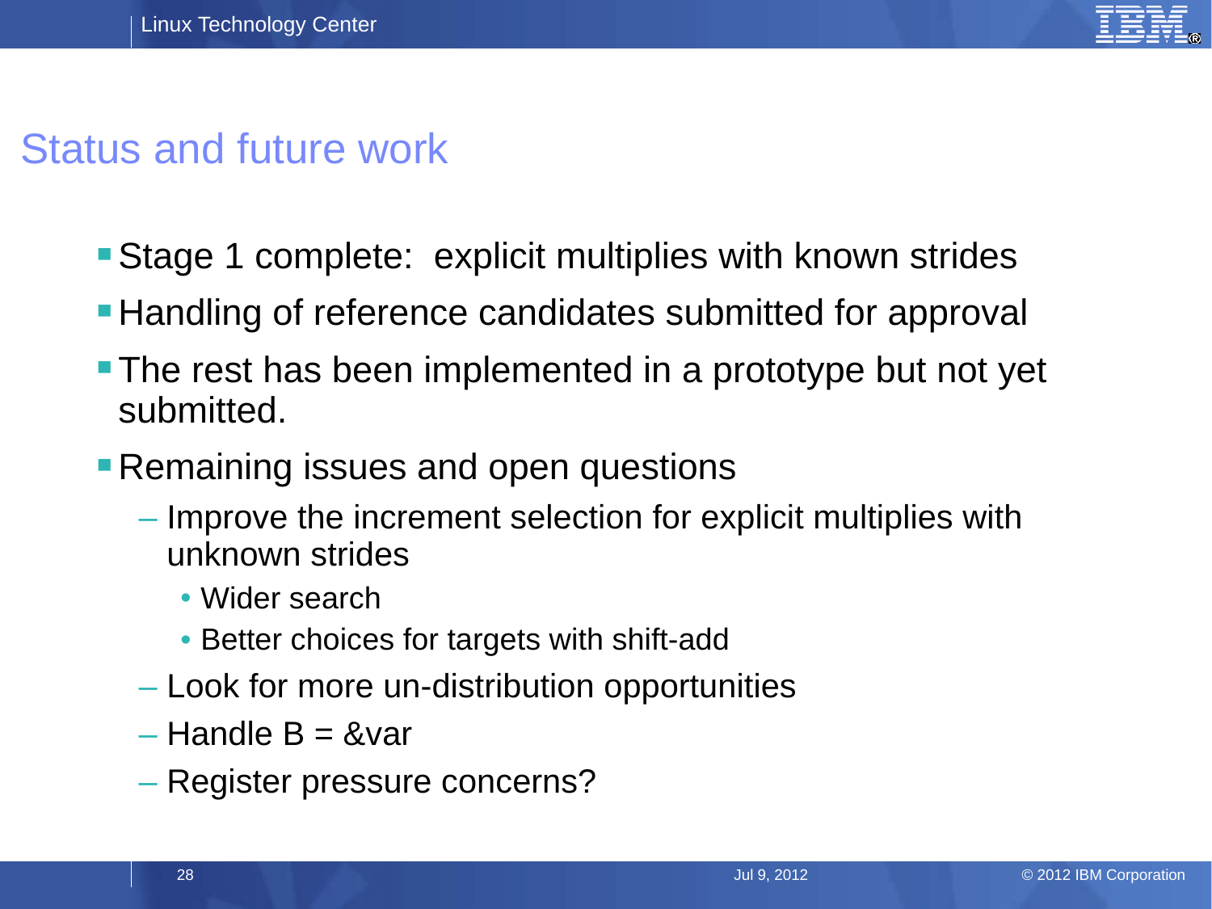# Status and future work

- Stage 1 complete: explicit multiplies with known strides
- Handling of reference candidates submitted for approval
- The rest has been implemented in a prototype but not yet submitted.
- Remaining issues and open questions
  - Improve the increment selection for explicit multiplies with unknown strides
    - Wider search
    - Better choices for targets with shift-add
  - Look for more un-distribution opportunities
  - Handle B = &var
  - Register pressure concerns?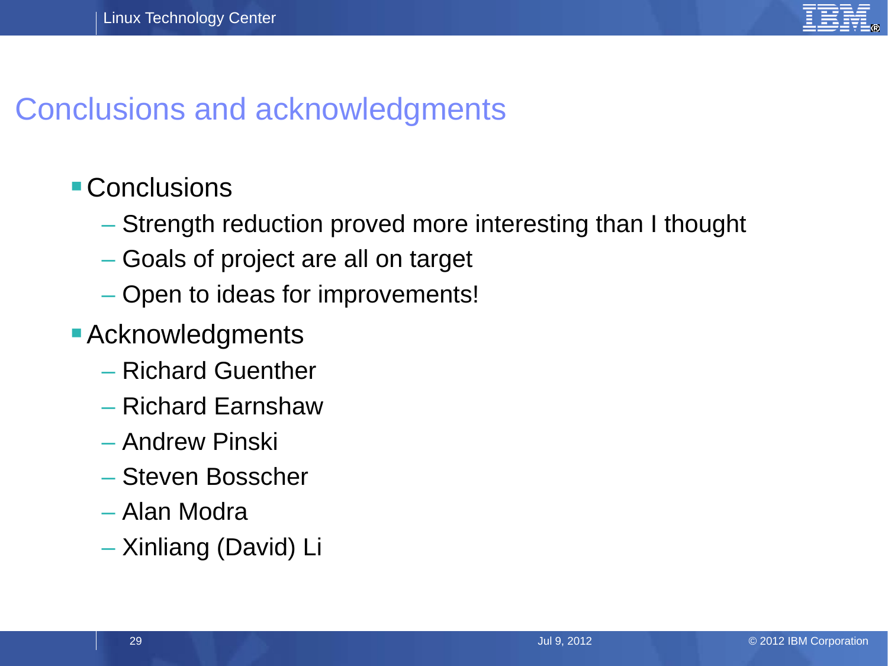# Conclusions and acknowledgments

- Conclusions
  - Strength reduction proved more interesting than I thought
  - Goals of project are all on target
  - Open to ideas for improvements!
- Acknowledgments
  - Richard Guenther
  - Richard Earnshaw
  - Andrew Pinski
  - Steven Bosscher
  - Alan Modra
  - Xinliang (David) Li